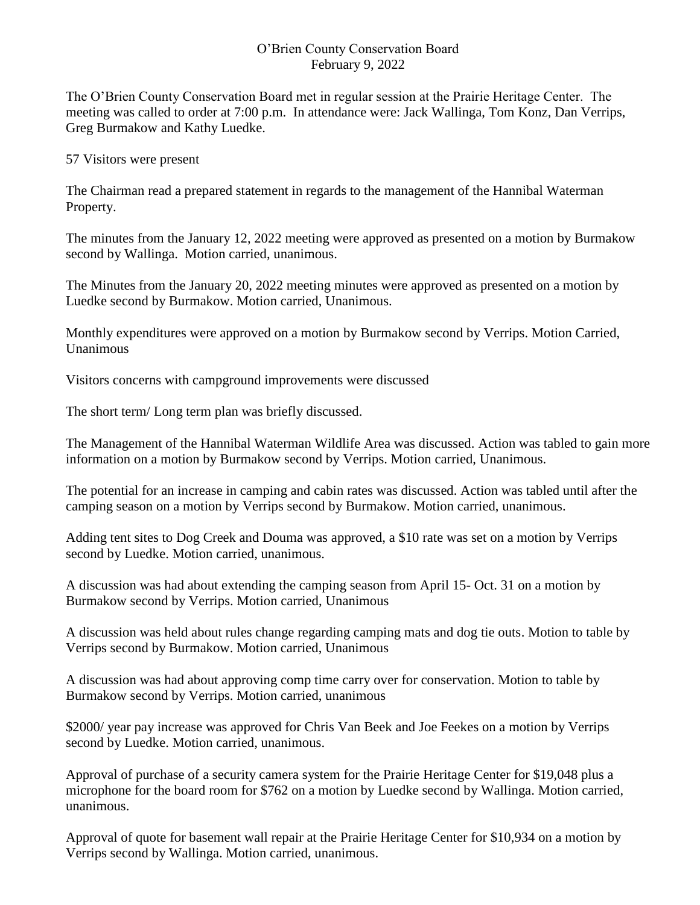# O'Brien County Conservation Board
## February 9, 2022

The O'Brien County Conservation Board met in regular session at the Prairie Heritage Center. The meeting was called to order at 7:00 p.m. In attendance were: Jack Wallinga, Tom Konz, Dan Verrips, Greg Burmakow and Kathy Luedke.

57 Visitors were present

The Chairman read a prepared statement in regards to the management of the Hannibal Waterman Property.

The minutes from the January 12, 2022 meeting were approved as presented on a motion by Burmakow second by Wallinga. Motion carried, unanimous.

The Minutes from the January 20, 2022 meeting minutes were approved as presented on a motion by Luedke second by Burmakow. Motion carried, Unanimous.

Monthly expenditures were approved on a motion by Burmakow second by Verrips. Motion Carried, Unanimous

Visitors concerns with campground improvements were discussed

The short term/ Long term plan was briefly discussed.

The Management of the Hannibal Waterman Wildlife Area was discussed. Action was tabled to gain more information on a motion by Burmakow second by Verrips. Motion carried, Unanimous.

The potential for an increase in camping and cabin rates was discussed. Action was tabled until after the camping season on a motion by Verrips second by Burmakow. Motion carried, unanimous.

Adding tent sites to Dog Creek and Douma was approved, a $10 rate was set on a motion by Verrips second by Luedke. Motion carried, unanimous.

A discussion was had about extending the camping season from April 15- Oct. 31 on a motion by Burmakow second by Verrips. Motion carried, Unanimous

A discussion was held about rules change regarding camping mats and dog tie outs. Motion to table by Verrips second by Burmakow. Motion carried, Unanimous

A discussion was had about approving comp time carry over for conservation. Motion to table by Burmakow second by Verrips. Motion carried, unanimous

$2000/ year pay increase was approved for Chris Van Beek and Joe Feekes on a motion by Verrips second by Luedke. Motion carried, unanimous.

Approval of purchase of a security camera system for the Prairie Heritage Center for $19,048 plus a microphone for the board room for $762 on a motion by Luedke second by Wallinga. Motion carried, unanimous.

Approval of quote for basement wall repair at the Prairie Heritage Center for $10,934 on a motion by Verrips second by Wallinga. Motion carried, unanimous.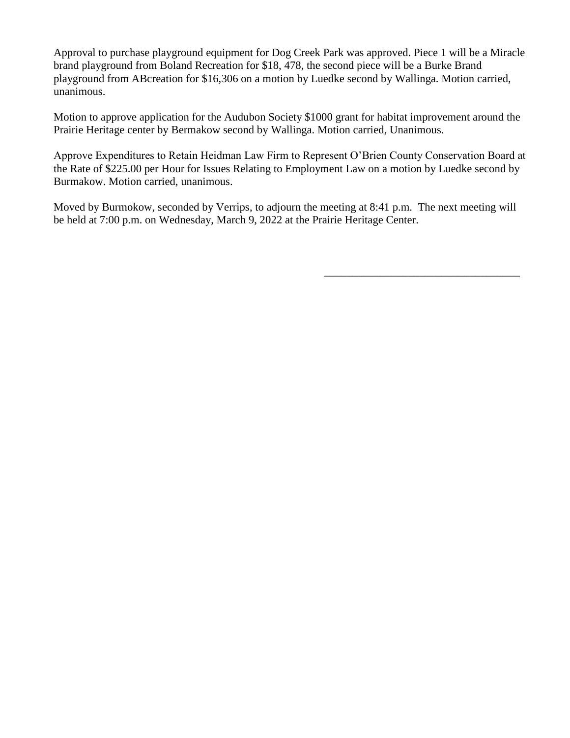Approval to purchase playground equipment for Dog Creek Park was approved. Piece 1 will be a Miracle brand playground from Boland Recreation for $18, 478, the second piece will be a Burke Brand playground from ABcreation for $16,306 on a motion by Luedke second by Wallinga. Motion carried, unanimous.

Motion to approve application for the Audubon Society $1000 grant for habitat improvement around the Prairie Heritage center by Bermakow second by Wallinga. Motion carried, Unanimous.

Approve Expenditures to Retain Heidman Law Firm to Represent O'Brien County Conservation Board at the Rate of $225.00 per Hour for Issues Relating to Employment Law on a motion by Luedke second by Burmakow. Motion carried, unanimous.

Moved by Burmokow, seconded by Verrips, to adjourn the meeting at 8:41 p.m. The next meeting will be held at 7:00 p.m. on Wednesday, March 9, 2022 at the Prairie Heritage Center.

___________________________________